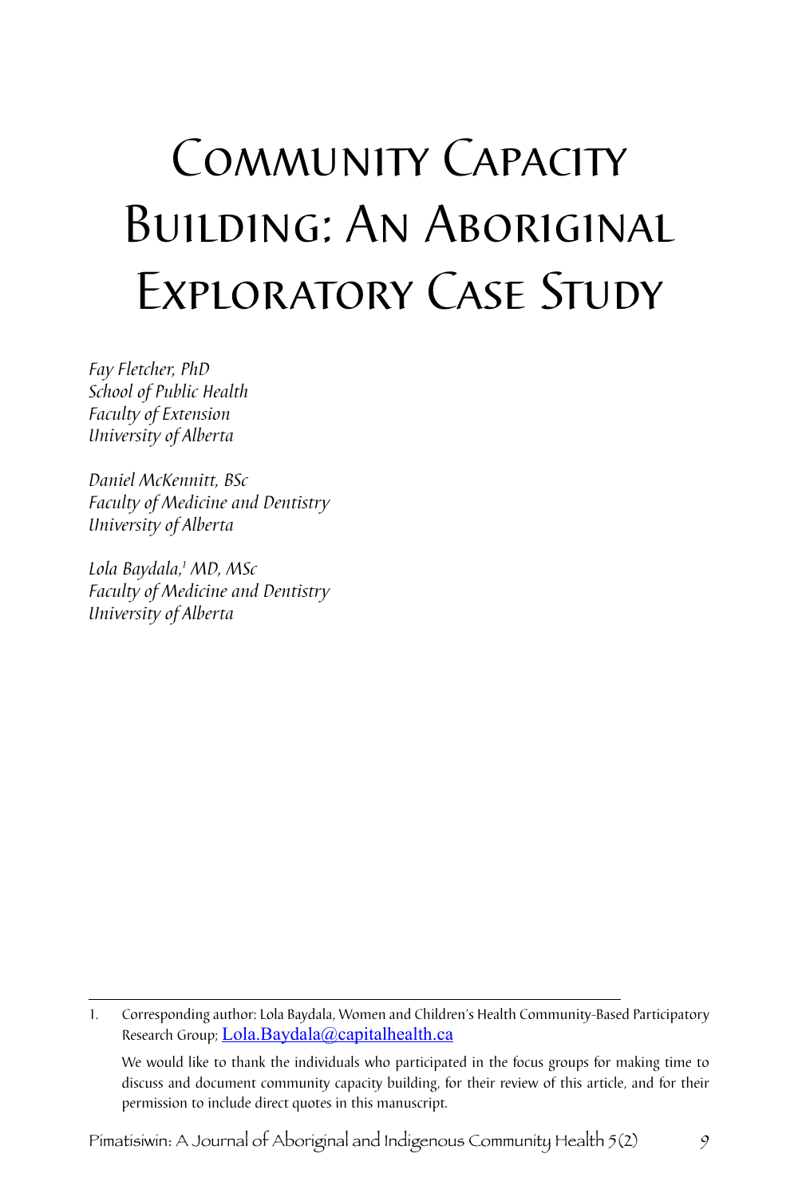# Community Capacity Building: An Aboriginal Exploratory Case Study

*Fay Fletcher, PhD*
*School of Public Health*
*Faculty of Extension*
*University of Alberta*

*Daniel McKennitt, BSc*
*Faculty of Medicine and Dentistry*
*University of Alberta*

*Lola Baydala,[1] MD, MSc*
*Faculty of Medicine and Dentistry*
*University of Alberta*

---

1. Corresponding author: Lola Baydala, Women and Children's Health Community-Based Participatory Research Group; Lola.Baydala@capitalhealth.ca

We would like to thank the individuals who participated in the focus groups for making time to discuss and document community capacity building, for their review of this article, and for their permission to include direct quotes in this manuscript.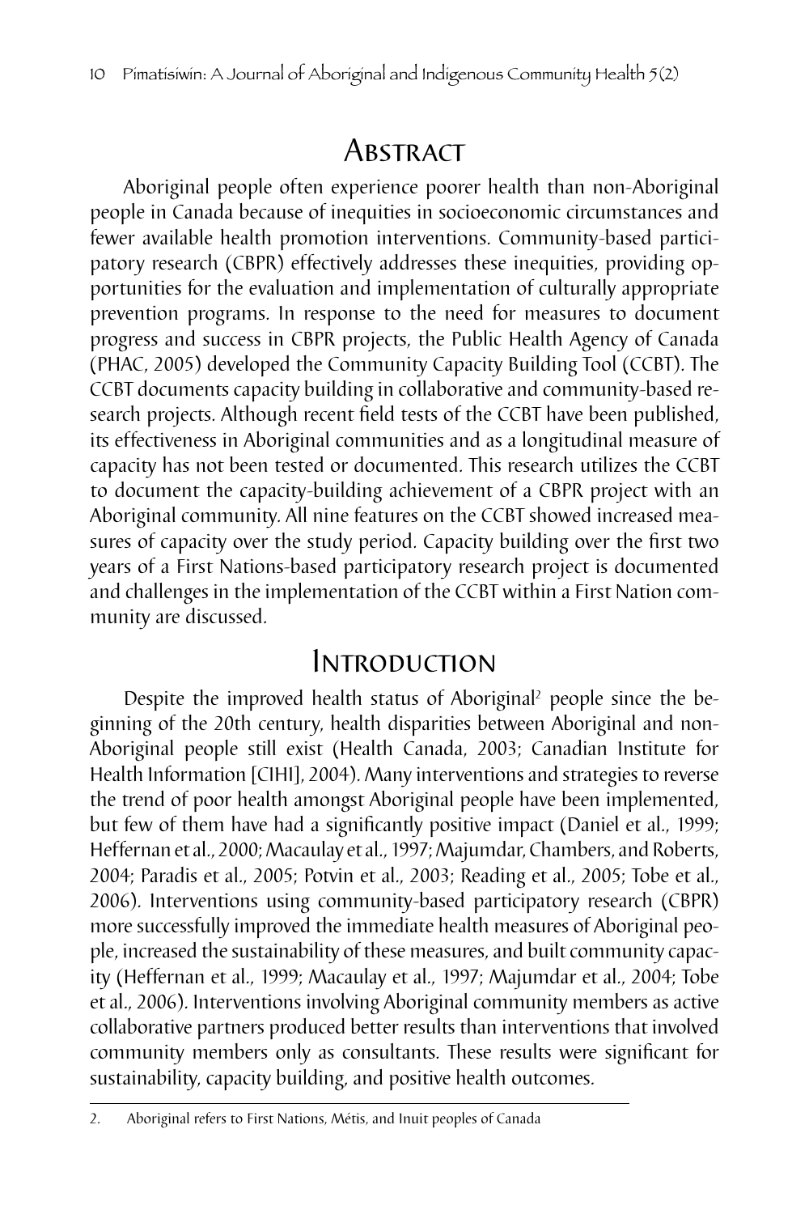## Abstract

Aboriginal people often experience poorer health than non-Aboriginal people in Canada because of inequities in socioeconomic circumstances and fewer available health promotion interventions. Community-based participatory research (CBPR) effectively addresses these inequities, providing opportunities for the evaluation and implementation of culturally appropriate prevention programs. In response to the need for measures to document progress and success in CBPR projects, the Public Health Agency of Canada (PHAC, 2005) developed the Community Capacity Building Tool (CCBT). The CCBT documents capacity building in collaborative and community-based research projects. Although recent field tests of the CCBT have been published, its effectiveness in Aboriginal communities and as a longitudinal measure of capacity has not been tested or documented. This research utilizes the CCBT to document the capacity-building achievement of a CBPR project with an Aboriginal community. All nine features on the CCBT showed increased measures of capacity over the study period. Capacity building over the first two years of a First Nations-based participatory research project is documented and challenges in the implementation of the CCBT within a First Nation community are discussed.

## Introduction

Despite the improved health status of Aboriginal[2] people since the beginning of the 20th century, health disparities between Aboriginal and non-Aboriginal people still exist (Health Canada, 2003; Canadian Institute for Health Information [CIHI], 2004). Many interventions and strategies to reverse the trend of poor health amongst Aboriginal people have been implemented, but few of them have had a significantly positive impact (Daniel et al., 1999; Heffernan et al., 2000; Macaulay et al., 1997; Majumdar, Chambers, and Roberts, 2004; Paradis et al., 2005; Potvin et al., 2003; Reading et al., 2005; Tobe et al., 2006). Interventions using community-based participatory research (CBPR) more successfully improved the immediate health measures of Aboriginal people, increased the sustainability of these measures, and built community capacity (Heffernan et al., 1999; Macaulay et al., 1997; Majumdar et al., 2004; Tobe et al., 2006). Interventions involving Aboriginal community members as active collaborative partners produced better results than interventions that involved community members only as consultants. These results were significant for sustainability, capacity building, and positive health outcomes.

---

2. Aboriginal refers to First Nations, Métis, and Inuit peoples of Canada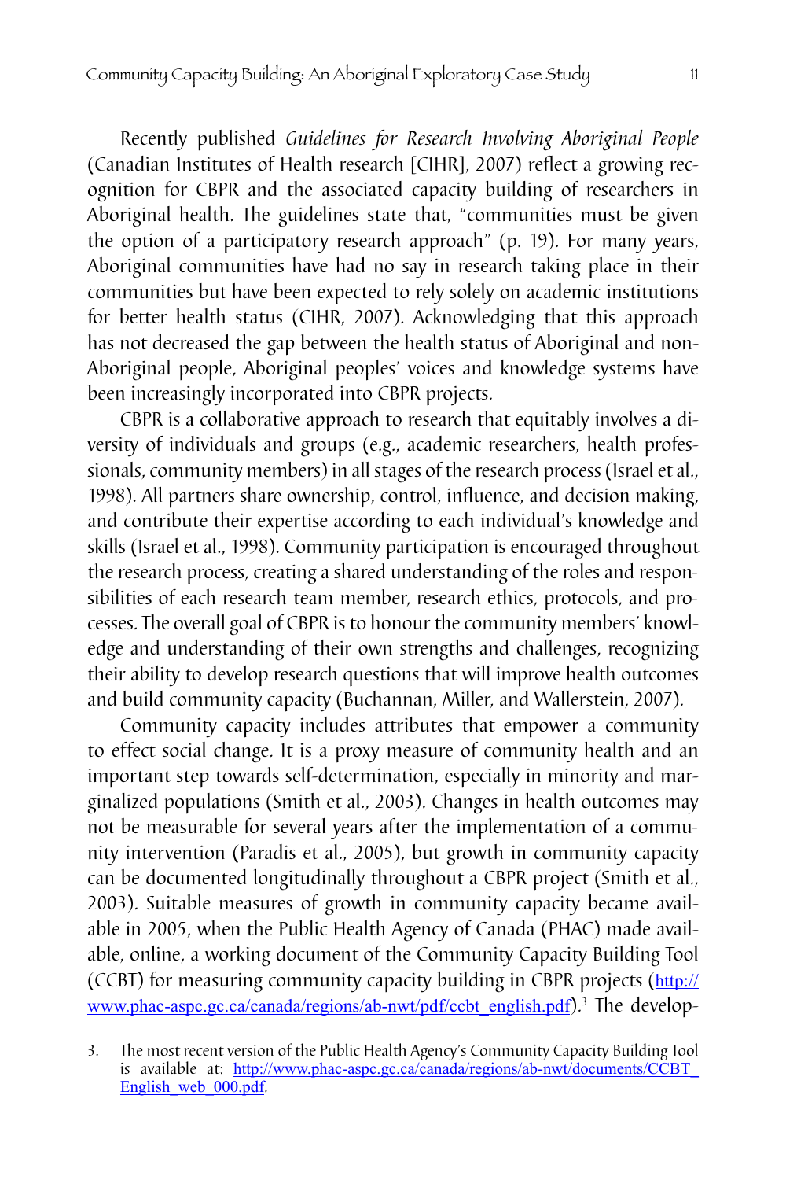Recently published *Guidelines for Research Involving Aboriginal People* (Canadian Institutes of Health research [CIHR], 2007) reflect a growing recognition for CBPR and the associated capacity building of researchers in Aboriginal health. The guidelines state that, "communities must be given the option of a participatory research approach" (p. 19). For many years, Aboriginal communities have had no say in research taking place in their communities but have been expected to rely solely on academic institutions for better health status (CIHR, 2007). Acknowledging that this approach has not decreased the gap between the health status of Aboriginal and non-Aboriginal people, Aboriginal peoples' voices and knowledge systems have been increasingly incorporated into CBPR projects.

CBPR is a collaborative approach to research that equitably involves a diversity of individuals and groups (e.g., academic researchers, health professionals, community members) in all stages of the research process (Israel et al., 1998). All partners share ownership, control, influence, and decision making, and contribute their expertise according to each individual's knowledge and skills (Israel et al., 1998). Community participation is encouraged throughout the research process, creating a shared understanding of the roles and responsibilities of each research team member, research ethics, protocols, and processes. The overall goal of CBPR is to honour the community members' knowledge and understanding of their own strengths and challenges, recognizing their ability to develop research questions that will improve health outcomes and build community capacity (Buchannan, Miller, and Wallerstein, 2007).

Community capacity includes attributes that empower a community to effect social change. It is a proxy measure of community health and an important step towards self-determination, especially in minority and marginalized populations (Smith et al., 2003). Changes in health outcomes may not be measurable for several years after the implementation of a community intervention (Paradis et al., 2005), but growth in community capacity can be documented longitudinally throughout a CBPR project (Smith et al., 2003). Suitable measures of growth in community capacity became available in 2005, when the Public Health Agency of Canada (PHAC) made available, online, a working document of the Community Capacity Building Tool (CCBT) for measuring community capacity building in CBPR projects (http://www.phac-aspc.gc.ca/canada/regions/ab-nwt/pdf/ccbt_english.pdf).[3] The develop-

3. The most recent version of the Public Health Agency's Community Capacity Building Tool is available at: http://www.phac-aspc.gc.ca/canada/regions/ab-nwt/documents/CCBT_English_web_000.pdf.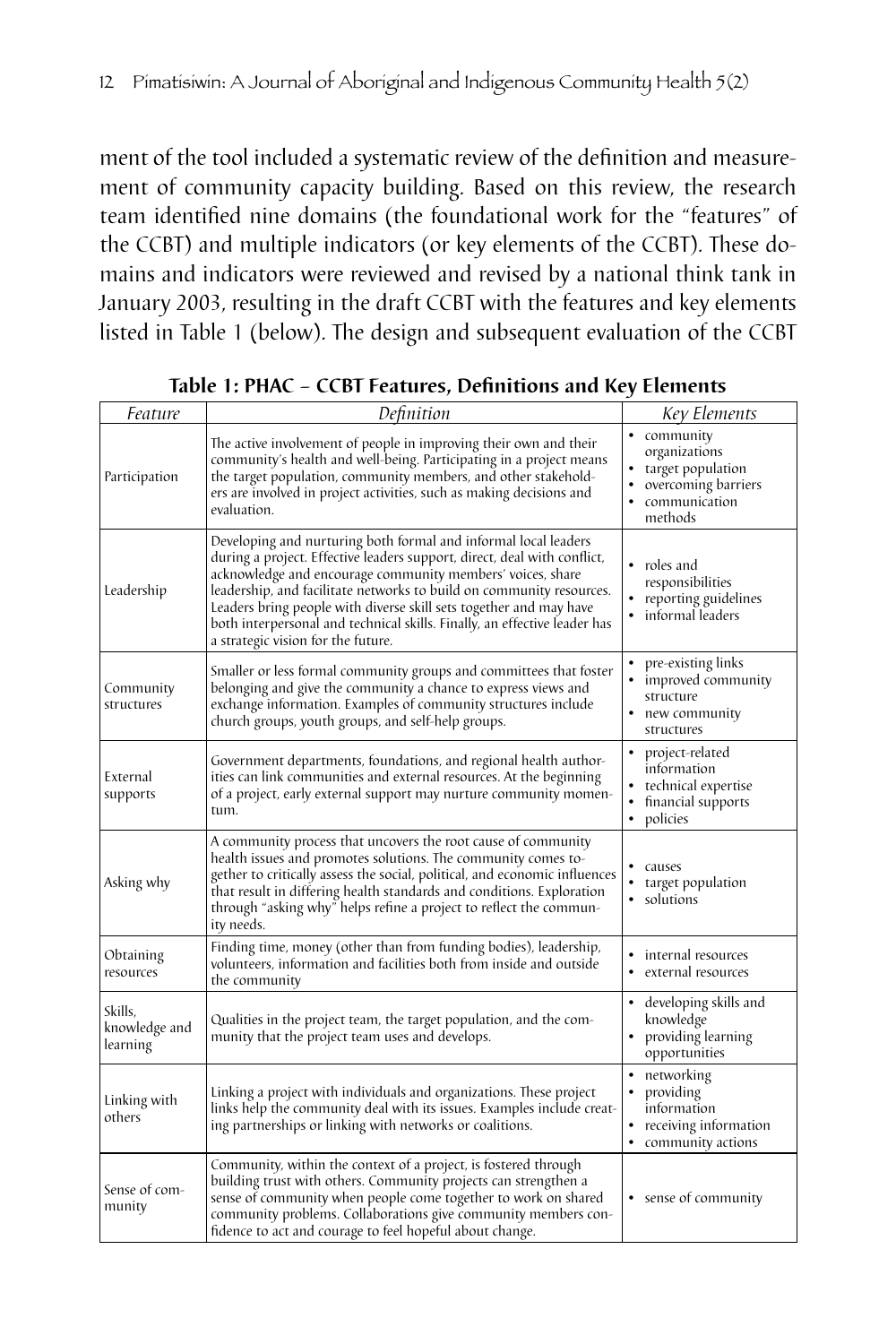ment of the tool included a systematic review of the definition and measurement of community capacity building. Based on this review, the research team identified nine domains (the foundational work for the "features" of the CCBT) and multiple indicators (or key elements of the CCBT). These domains and indicators were reviewed and revised by a national think tank in January 2003, resulting in the draft CCBT with the features and key elements listed in Table 1 (below). The design and subsequent evaluation of the CCBT

**Table 1: PHAC – CCBT Features, Definitions and Key Elements**

| *Feature* | *Definition* | *Key Elements* |
|---|---|---|
| Participation | The active involvement of people in improving their own and their community's health and well-being. Participating in a project means the target population, community members, and other stakeholders are involved in project activities, such as making decisions and evaluation. | • community organizations<br>• target population<br>• overcoming barriers<br>• communication methods |
| Leadership | Developing and nurturing both formal and informal local leaders during a project. Effective leaders support, direct, deal with conflict, acknowledge and encourage community members' voices, share leadership, and facilitate networks to build on community resources. Leaders bring people with diverse skill sets together and may have both interpersonal and technical skills. Finally, an effective leader has a strategic vision for the future. | • roles and responsibilities<br>• reporting guidelines<br>• informal leaders |
| Community structures | Smaller or less formal community groups and committees that foster belonging and give the community a chance to express views and exchange information. Examples of community structures include church groups, youth groups, and self-help groups. | • pre-existing links<br>• improved community structure<br>• new community structures |
| External supports | Government departments, foundations, and regional health authorities can link communities and external resources. At the beginning of a project, early external support may nurture community momentum. | • project-related information<br>• technical expertise<br>• financial supports<br>• policies |
| Asking why | A community process that uncovers the root cause of community health issues and promotes solutions. The community comes together to critically assess the social, political, and economic influences that result in differing health standards and conditions. Exploration through "asking why" helps refine a project to reflect the community needs. | • causes<br>• target population<br>• solutions |
| Obtaining resources | Finding time, money (other than from funding bodies), leadership, volunteers, information and facilities both from inside and outside the community | • internal resources<br>• external resources |
| Skills, knowledge and learning | Qualities in the project team, the target population, and the community that the project team uses and develops. | • developing skills and knowledge<br>• providing learning opportunities |
| Linking with others | Linking a project with individuals and organizations. These project links help the community deal with its issues. Examples include creating partnerships or linking with networks or coalitions. | • networking<br>• providing information<br>• receiving information<br>• community actions |
| Sense of community | Community, within the context of a project, is fostered through building trust with others. Community projects can strengthen a sense of community when people come together to work on shared community problems. Collaborations give community members confidence to act and courage to feel hopeful about change. | • sense of community |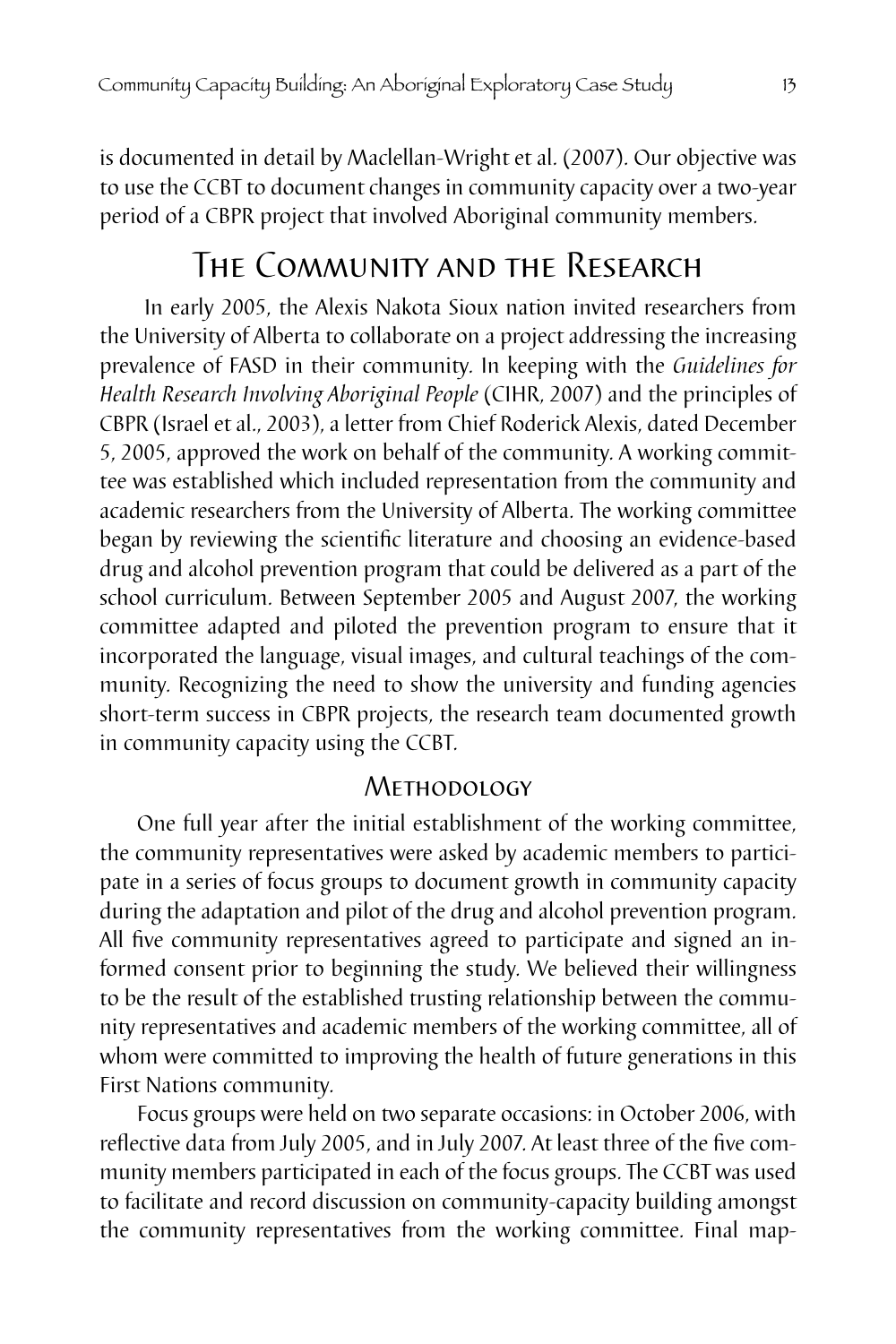is documented in detail by Maclellan-Wright et al. (2007). Our objective was to use the CCBT to document changes in community capacity over a two-year period of a CBPR project that involved Aboriginal community members.

## The Community and the Research

In early 2005, the Alexis Nakota Sioux nation invited researchers from the University of Alberta to collaborate on a project addressing the increasing prevalence of FASD in their community. In keeping with the *Guidelines for Health Research Involving Aboriginal People* (CIHR, 2007) and the principles of CBPR (Israel et al., 2003), a letter from Chief Roderick Alexis, dated December 5, 2005, approved the work on behalf of the community. A working committee was established which included representation from the community and academic researchers from the University of Alberta. The working committee began by reviewing the scientific literature and choosing an evidence-based drug and alcohol prevention program that could be delivered as a part of the school curriculum. Between September 2005 and August 2007, the working committee adapted and piloted the prevention program to ensure that it incorporated the language, visual images, and cultural teachings of the community. Recognizing the need to show the university and funding agencies short-term success in CBPR projects, the research team documented growth in community capacity using the CCBT.

### Methodology

One full year after the initial establishment of the working committee, the community representatives were asked by academic members to participate in a series of focus groups to document growth in community capacity during the adaptation and pilot of the drug and alcohol prevention program. All five community representatives agreed to participate and signed an informed consent prior to beginning the study. We believed their willingness to be the result of the established trusting relationship between the community representatives and academic members of the working committee, all of whom were committed to improving the health of future generations in this First Nations community.

Focus groups were held on two separate occasions: in October 2006, with reflective data from July 2005, and in July 2007. At least three of the five community members participated in each of the focus groups. The CCBT was used to facilitate and record discussion on community-capacity building amongst the community representatives from the working committee. Final map-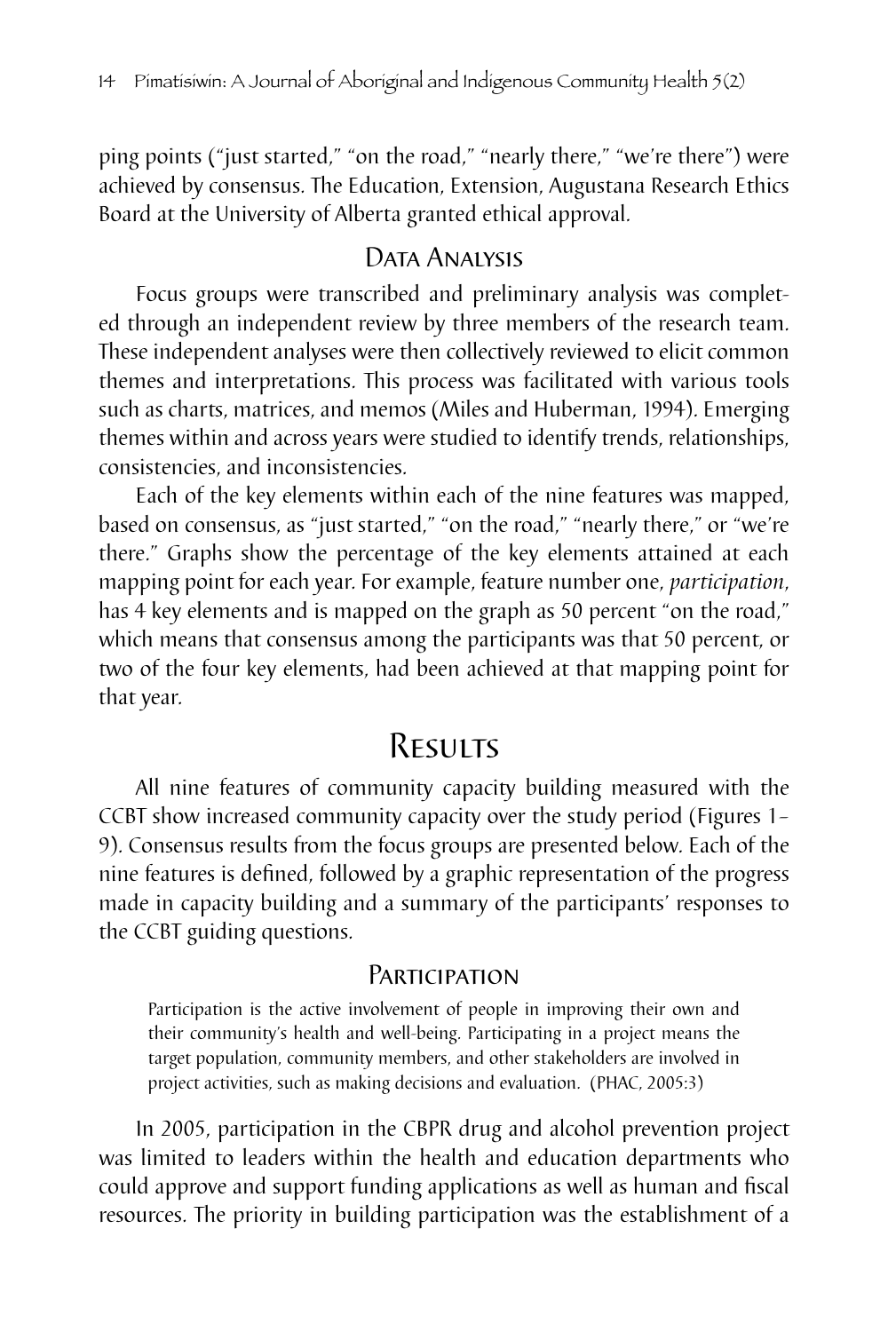ping points ("just started," "on the road," "nearly there," "we're there") were achieved by consensus. The Education, Extension, Augustana Research Ethics Board at the University of Alberta granted ethical approval.

### Data Analysis

Focus groups were transcribed and preliminary analysis was completed through an independent review by three members of the research team. These independent analyses were then collectively reviewed to elicit common themes and interpretations. This process was facilitated with various tools such as charts, matrices, and memos (Miles and Huberman, 1994). Emerging themes within and across years were studied to identify trends, relationships, consistencies, and inconsistencies.

Each of the key elements within each of the nine features was mapped, based on consensus, as "just started," "on the road," "nearly there," or "we're there." Graphs show the percentage of the key elements attained at each mapping point for each year. For example, feature number one, *participation*, has 4 key elements and is mapped on the graph as 50 percent "on the road," which means that consensus among the participants was that 50 percent, or two of the four key elements, had been achieved at that mapping point for that year.

## Results

All nine features of community capacity building measured with the CCBT show increased community capacity over the study period (Figures 1–9). Consensus results from the focus groups are presented below. Each of the nine features is defined, followed by a graphic representation of the progress made in capacity building and a summary of the participants' responses to the CCBT guiding questions.

### Participation

> Participation is the active involvement of people in improving their own and their community's health and well-being. Participating in a project means the target population, community members, and other stakeholders are involved in project activities, such as making decisions and evaluation. (PHAC, 2005:3)

In 2005, participation in the CBPR drug and alcohol prevention project was limited to leaders within the health and education departments who could approve and support funding applications as well as human and fiscal resources. The priority in building participation was the establishment of a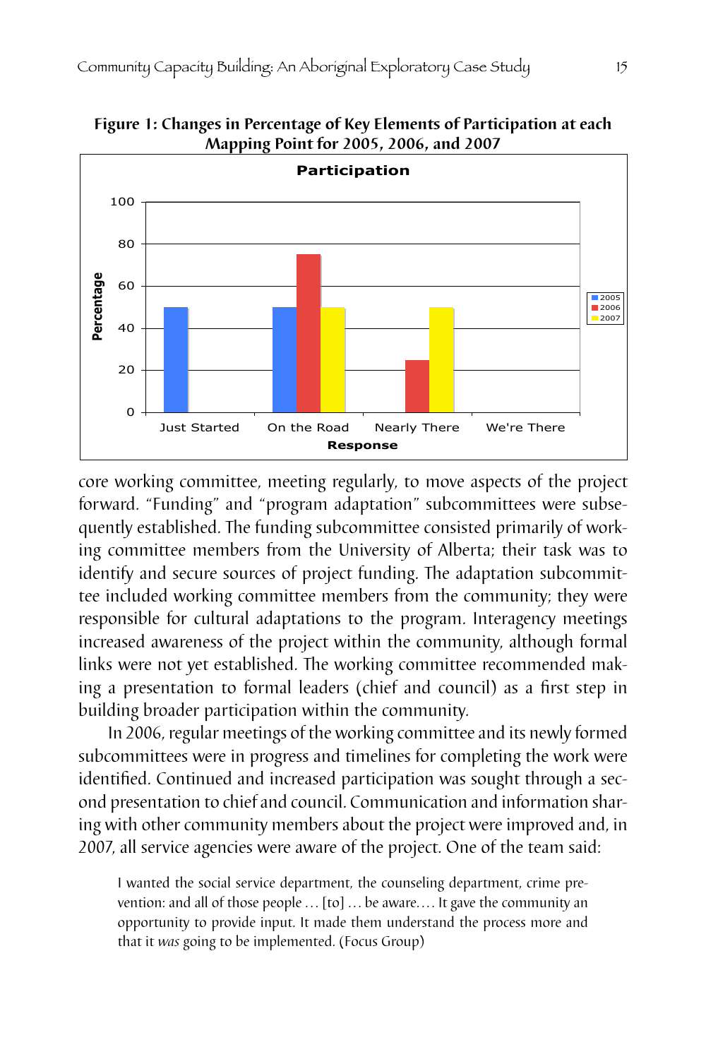**Figure 1: Changes in Percentage of Key Elements of Participation at each Mapping Point for 2005, 2006, and 2007**

core working committee, meeting regularly, to move aspects of the project forward. "Funding" and "program adaptation" subcommittees were subsequently established. The funding subcommittee consisted primarily of working committee members from the University of Alberta; their task was to identify and secure sources of project funding. The adaptation subcommittee included working committee members from the community; they were responsible for cultural adaptations to the program. Interagency meetings increased awareness of the project within the community, although formal links were not yet established. The working committee recommended making a presentation to formal leaders (chief and council) as a first step in building broader participation within the community.

In 2006, regular meetings of the working committee and its newly formed subcommittees were in progress and timelines for completing the work were identified. Continued and increased participation was sought through a second presentation to chief and council. Communication and information sharing with other community members about the project were improved and, in 2007, all service agencies were aware of the project. One of the team said:

> I wanted the social service department, the counseling department, crime prevention: and all of those people … [to] … be aware. … It gave the community an opportunity to provide input. It made them understand the process more and that it *was* going to be implemented. (Focus Group)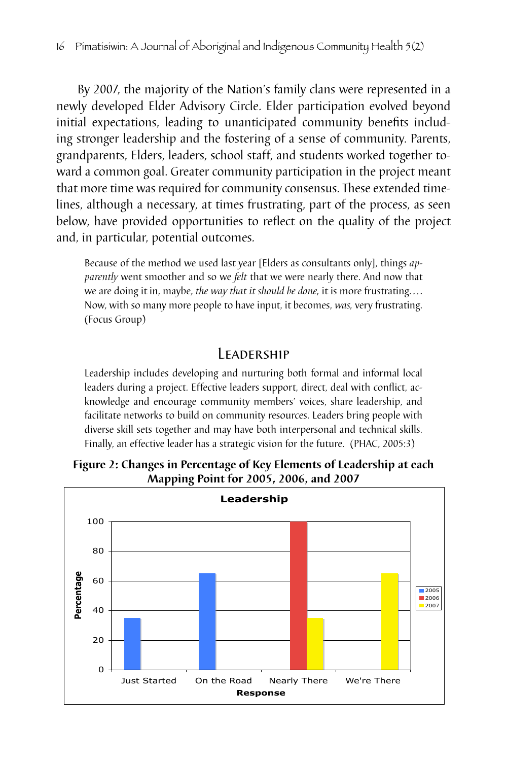By 2007, the majority of the Nation's family clans were represented in a newly developed Elder Advisory Circle. Elder participation evolved beyond initial expectations, leading to unanticipated community benefits including stronger leadership and the fostering of a sense of community. Parents, grandparents, Elders, leaders, school staff, and students worked together toward a common goal. Greater community participation in the project meant that more time was required for community consensus. These extended timelines, although a necessary, at times frustrating, part of the process, as seen below, have provided opportunities to reflect on the quality of the project and, in particular, potential outcomes.

> Because of the method we used last year [Elders as consultants only], things *apparently* went smoother and so we *felt* that we were nearly there. And now that we are doing it in, maybe, *the way that it should be done*, it is more frustrating.… Now, with so many more people to have input, it becomes, *was*, very frustrating. (Focus Group)

## Leadership

> Leadership includes developing and nurturing both formal and informal local leaders during a project. Effective leaders support, direct, deal with conflict, acknowledge and encourage community members' voices, share leadership, and facilitate networks to build on community resources. Leaders bring people with diverse skill sets together and may have both interpersonal and technical skills. Finally, an effective leader has a strategic vision for the future. (PHAC, 2005:3)

**Figure 2: Changes in Percentage of Key Elements of Leadership at each Mapping Point for 2005, 2006, and 2007**

| Response | 2005 | 2006 | 2007 |
|---|---|---|---|
| Just Started | 35 | | |
| On the Road | 65 | | |
| Nearly There | | 100 | 35 |
| We're There | | | 65 |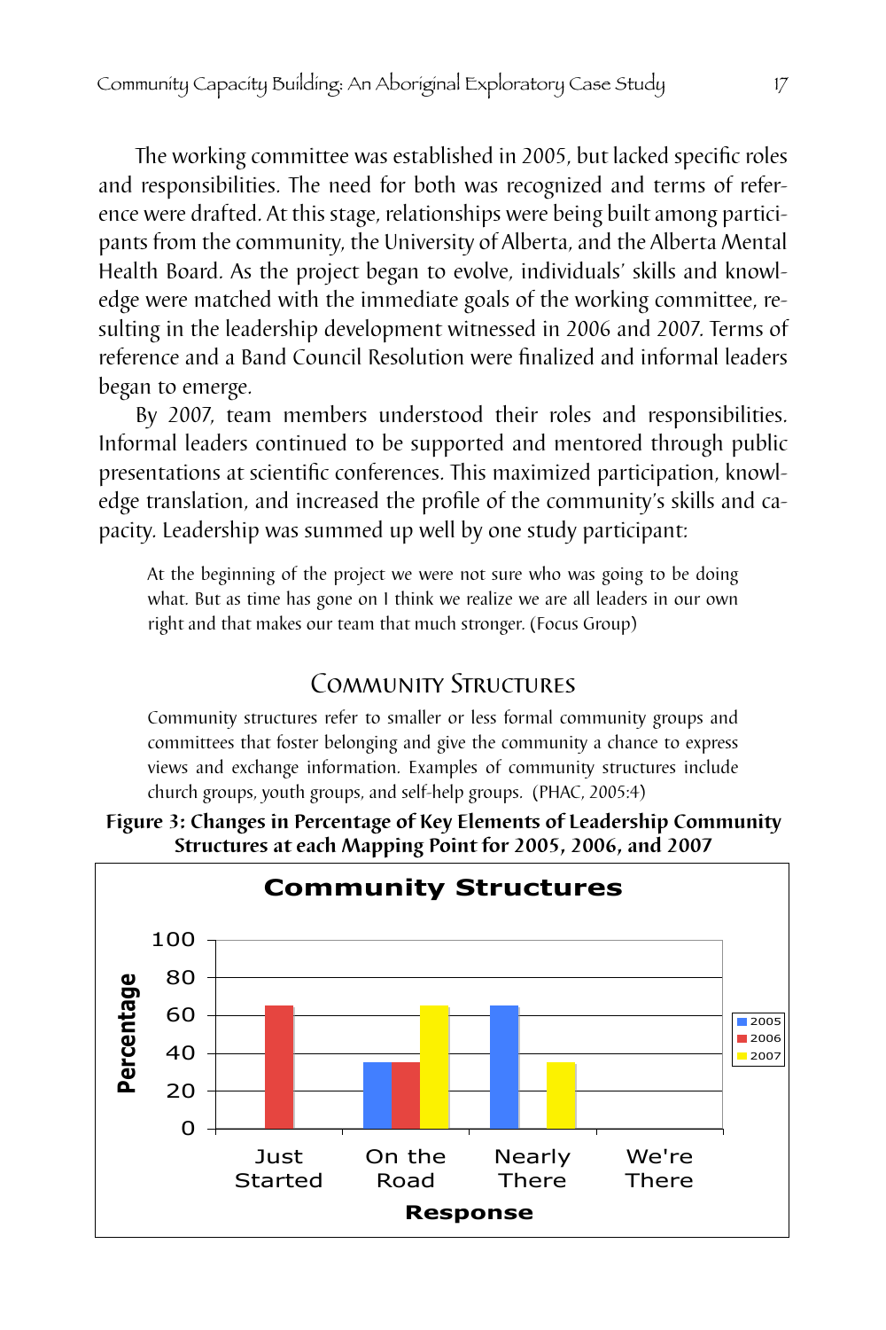The working committee was established in 2005, but lacked specific roles and responsibilities. The need for both was recognized and terms of reference were drafted. At this stage, relationships were being built among participants from the community, the University of Alberta, and the Alberta Mental Health Board. As the project began to evolve, individuals' skills and knowledge were matched with the immediate goals of the working committee, resulting in the leadership development witnessed in 2006 and 2007. Terms of reference and a Band Council Resolution were finalized and informal leaders began to emerge.

By 2007, team members understood their roles and responsibilities. Informal leaders continued to be supported and mentored through public presentations at scientific conferences. This maximized participation, knowledge translation, and increased the profile of the community's skills and capacity. Leadership was summed up well by one study participant:

> At the beginning of the project we were not sure who was going to be doing what. But as time has gone on I think we realize we are all leaders in our own right and that makes our team that much stronger. (Focus Group)

## Community Structures

> Community structures refer to smaller or less formal community groups and committees that foster belonging and give the community a chance to express views and exchange information. Examples of community structures include church groups, youth groups, and self-help groups. (PHAC, 2005:4)

**Figure 3: Changes in Percentage of Key Elements of Leadership Community Structures at each Mapping Point for 2005, 2006, and 2007**

**Community Structures**

| Response | 2005 | 2006 | 2007 |
|---|---|---|---|
| Just Started | | 65 | |
| On the Road | 35 | 35 | 65 |
| Nearly There | 65 | | 35 |
| We're There | | | |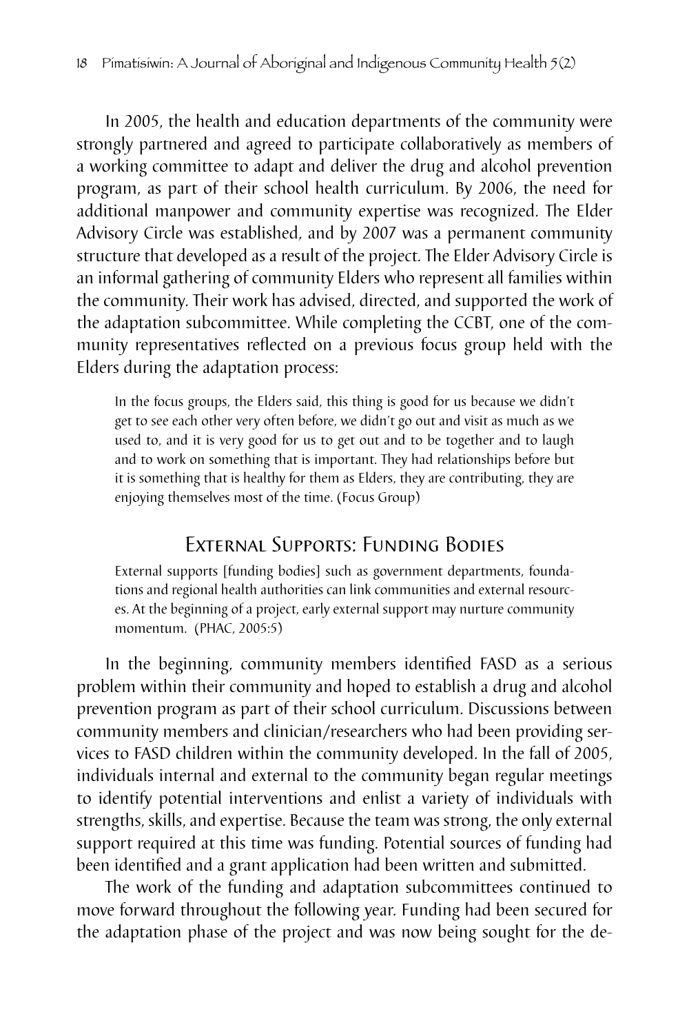In 2005, the health and education departments of the community were strongly partnered and agreed to participate collaboratively as members of a working committee to adapt and deliver the drug and alcohol prevention program, as part of their school health curriculum. By 2006, the need for additional manpower and community expertise was recognized. The Elder Advisory Circle was established, and by 2007 was a permanent community structure that developed as a result of the project. The Elder Advisory Circle is an informal gathering of community Elders who represent all families within the community. Their work has advised, directed, and supported the work of the adaptation subcommittee. While completing the CCBT, one of the community representatives reflected on a previous focus group held with the Elders during the adaptation process:

> In the focus groups, the Elders said, this thing is good for us because we didn't get to see each other very often before, we didn't go out and visit as much as we used to, and it is very good for us to get out and to be together and to laugh and to work on something that is important. They had relationships before but it is something that is healthy for them as Elders, they are contributing, they are enjoying themselves most of the time. (Focus Group)

## External Supports: Funding Bodies

> External supports [funding bodies] such as government departments, foundations and regional health authorities can link communities and external resources. At the beginning of a project, early external support may nurture community momentum. (PHAC, 2005:5)

In the beginning, community members identified FASD as a serious problem within their community and hoped to establish a drug and alcohol prevention program as part of their school curriculum. Discussions between community members and clinician/researchers who had been providing services to FASD children within the community developed. In the fall of 2005, individuals internal and external to the community began regular meetings to identify potential interventions and enlist a variety of individuals with strengths, skills, and expertise. Because the team was strong, the only external support required at this time was funding. Potential sources of funding had been identified and a grant application had been written and submitted.

The work of the funding and adaptation subcommittees continued to move forward throughout the following year. Funding had been secured for the adaptation phase of the project and was now being sought for the de-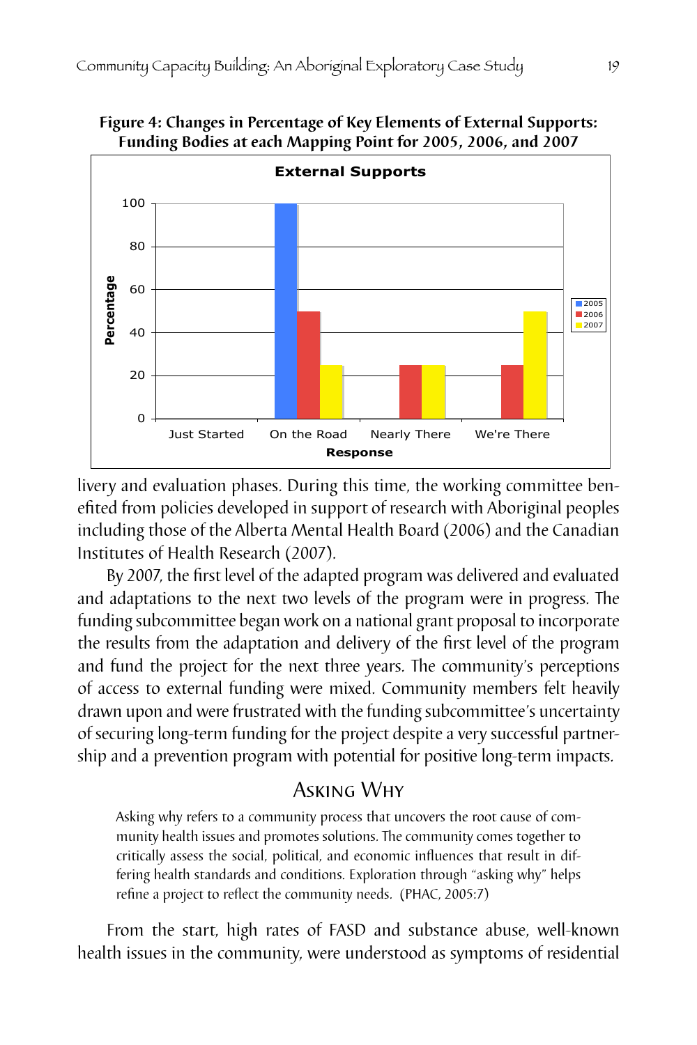**Figure 4: Changes in Percentage of Key Elements of External Supports: Funding Bodies at each Mapping Point for 2005, 2006, and 2007**

External Supports

| Response | 2005 | 2006 | 2007 |
|---|---|---|---|
| Just Started | | | |
| On the Road | 100 | 50 | 25 |
| Nearly There | | 25 | 25 |
| We're There | | 25 | 50 |

livery and evaluation phases. During this time, the working committee benefited from policies developed in support of research with Aboriginal peoples including those of the Alberta Mental Health Board (2006) and the Canadian Institutes of Health Research (2007).

By 2007, the first level of the adapted program was delivered and evaluated and adaptations to the next two levels of the program were in progress. The funding subcommittee began work on a national grant proposal to incorporate the results from the adaptation and delivery of the first level of the program and fund the project for the next three years. The community's perceptions of access to external funding were mixed. Community members felt heavily drawn upon and were frustrated with the funding subcommittee's uncertainty of securing long-term funding for the project despite a very successful partnership and a prevention program with potential for positive long-term impacts.

## Asking Why

> Asking why refers to a community process that uncovers the root cause of community health issues and promotes solutions. The community comes together to critically assess the social, political, and economic influences that result in differing health standards and conditions. Exploration through "asking why" helps refine a project to reflect the community needs. (PHAC, 2005:7)

From the start, high rates of FASD and substance abuse, well-known health issues in the community, were understood as symptoms of residential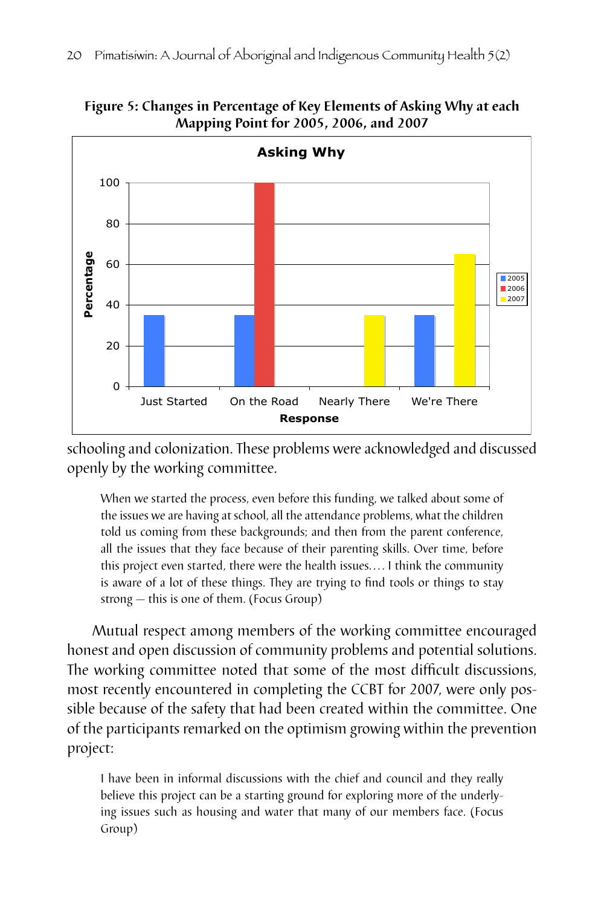**Figure 5: Changes in Percentage of Key Elements of Asking Why at each Mapping Point for 2005, 2006, and 2007**

schooling and colonization. These problems were acknowledged and discussed openly by the working committee.

> When we started the process, even before this funding, we talked about some of the issues we are having at school, all the attendance problems, what the children told us coming from these backgrounds; and then from the parent conference, all the issues that they face because of their parenting skills. Over time, before this project even started, there were the health issues.... I think the community is aware of a lot of these things. They are trying to find tools or things to stay strong — this is one of them. (Focus Group)

Mutual respect among members of the working committee encouraged honest and open discussion of community problems and potential solutions. The working committee noted that some of the most difficult discussions, most recently encountered in completing the CCBT for 2007, were only possible because of the safety that had been created within the committee. One of the participants remarked on the optimism growing within the prevention project:

> I have been in informal discussions with the chief and council and they really believe this project can be a starting ground for exploring more of the underlying issues such as housing and water that many of our members face. (Focus Group)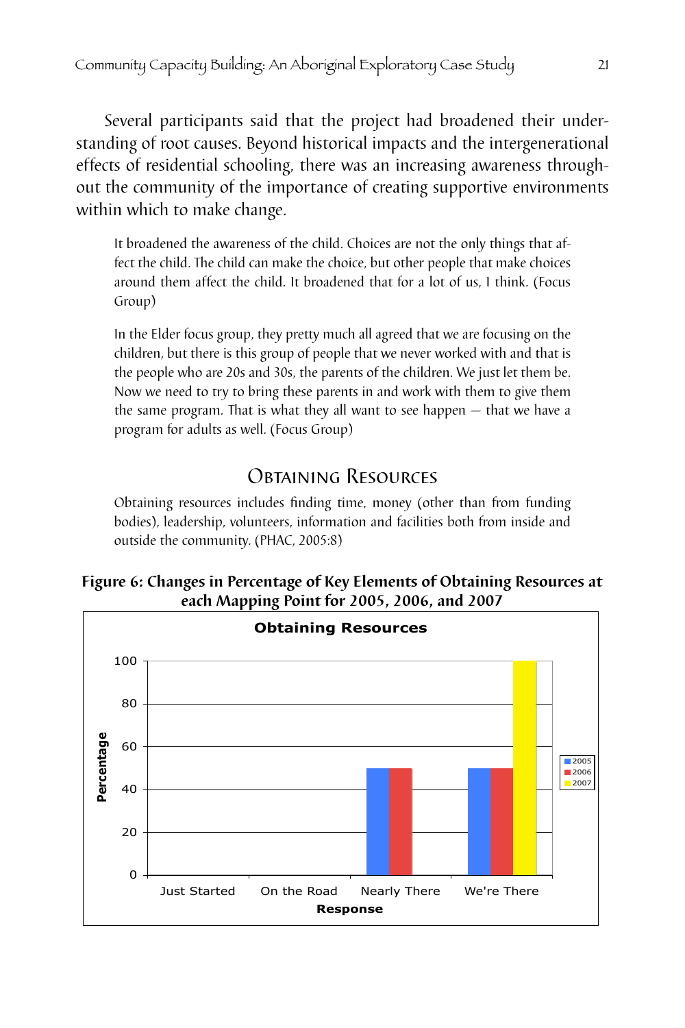Several participants said that the project had broadened their understanding of root causes. Beyond historical impacts and the intergenerational effects of residential schooling, there was an increasing awareness throughout the community of the importance of creating supportive environments within which to make change.

> It broadened the awareness of the child. Choices are not the only things that affect the child. The child can make the choice, but other people that make choices around them affect the child. It broadened that for a lot of us, I think. (Focus Group)

> In the Elder focus group, they pretty much all agreed that we are focusing on the children, but there is this group of people that we never worked with and that is the people who are 20s and 30s, the parents of the children. We just let them be. Now we need to try to bring these parents in and work with them to give them the same program. That is what they all want to see happen — that we have a program for adults as well. (Focus Group)

## Obtaining Resources

> Obtaining resources includes finding time, money (other than from funding bodies), leadership, volunteers, information and facilities both from inside and outside the community. (PHAC, 2005:8)

**Figure 6: Changes in Percentage of Key Elements of Obtaining Resources at each Mapping Point for 2005, 2006, and 2007**

Obtaining Resources

| Response | 2005 | 2006 | 2007 |
|---|---|---|---|
| Just Started | 0 | 0 | 0 |
| On the Road | 0 | 0 | 0 |
| Nearly There | 50 | 50 | 0 |
| We're There | 50 | 50 | 100 |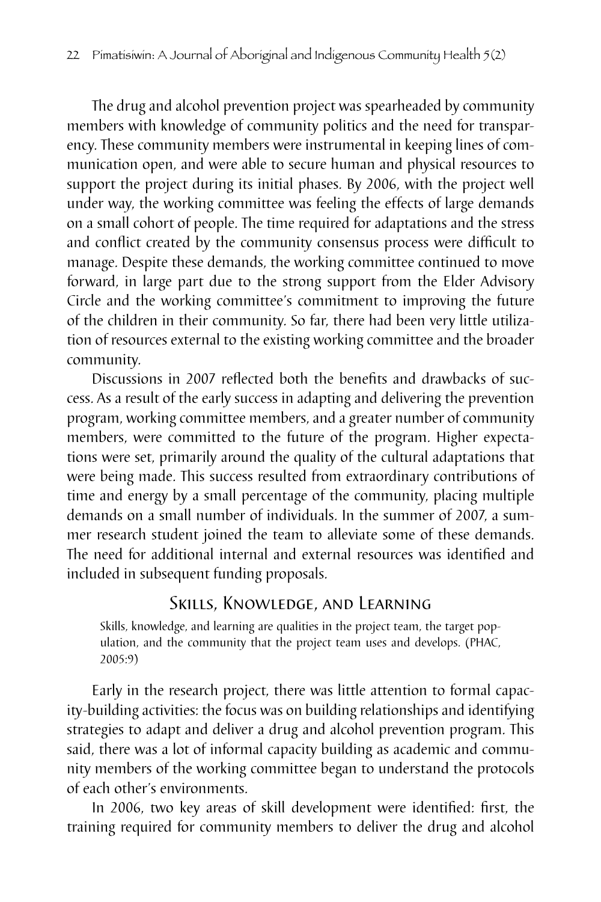The drug and alcohol prevention project was spearheaded by community members with knowledge of community politics and the need for transparency. These community members were instrumental in keeping lines of communication open, and were able to secure human and physical resources to support the project during its initial phases. By 2006, with the project well under way, the working committee was feeling the effects of large demands on a small cohort of people. The time required for adaptations and the stress and conflict created by the community consensus process were difficult to manage. Despite these demands, the working committee continued to move forward, in large part due to the strong support from the Elder Advisory Circle and the working committee's commitment to improving the future of the children in their community. So far, there had been very little utilization of resources external to the existing working committee and the broader community.

Discussions in 2007 reflected both the benefits and drawbacks of success. As a result of the early success in adapting and delivering the prevention program, working committee members, and a greater number of community members, were committed to the future of the program. Higher expectations were set, primarily around the quality of the cultural adaptations that were being made. This success resulted from extraordinary contributions of time and energy by a small percentage of the community, placing multiple demands on a small number of individuals. In the summer of 2007, a summer research student joined the team to alleviate some of these demands. The need for additional internal and external resources was identified and included in subsequent funding proposals.

## Skills, Knowledge, and Learning

> Skills, knowledge, and learning are qualities in the project team, the target population, and the community that the project team uses and develops. (PHAC, 2005:9)

Early in the research project, there was little attention to formal capacity-building activities: the focus was on building relationships and identifying strategies to adapt and deliver a drug and alcohol prevention program. This said, there was a lot of informal capacity building as academic and community members of the working committee began to understand the protocols of each other's environments.

In 2006, two key areas of skill development were identified: first, the training required for community members to deliver the drug and alcohol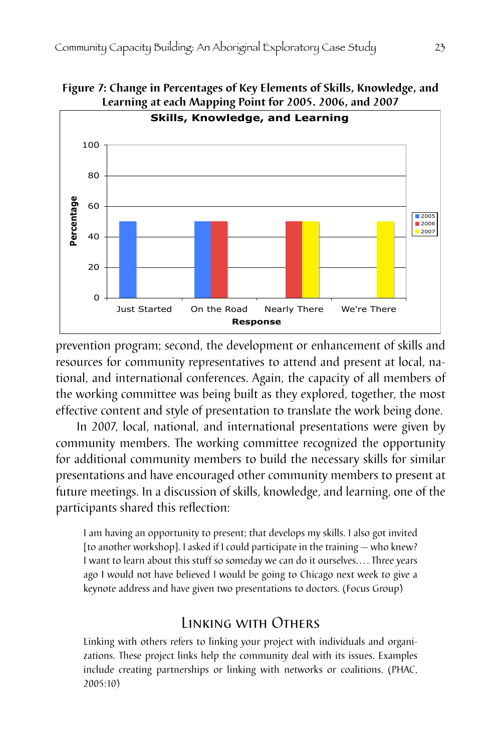**Figure 7: Change in Percentages of Key Elements of Skills, Knowledge, and Learning at each Mapping Point for 2005. 2006, and 2007**

prevention program; second, the development or enhancement of skills and resources for community representatives to attend and present at local, national, and international conferences. Again, the capacity of all members of the working committee was being built as they explored, together, the most effective content and style of presentation to translate the work being done.

In 2007, local, national, and international presentations were given by community members. The working committee recognized the opportunity for additional community members to build the necessary skills for similar presentations and have encouraged other community members to present at future meetings. In a discussion of skills, knowledge, and learning, one of the participants shared this reflection:

> I am having an opportunity to present; that develops my skills. I also got invited [to another workshop]. I asked if I could participate in the training — who knew? I want to learn about this stuff so someday we can do it ourselves.... Three years ago I would not have believed I would be going to Chicago next week to give a keynote address and have given two presentations to doctors. (Focus Group)

## Linking with Others

> Linking with others refers to linking your project with individuals and organizations. These project links help the community deal with its issues. Examples include creating partnerships or linking with networks or coalitions. (PHAC, 2005:10)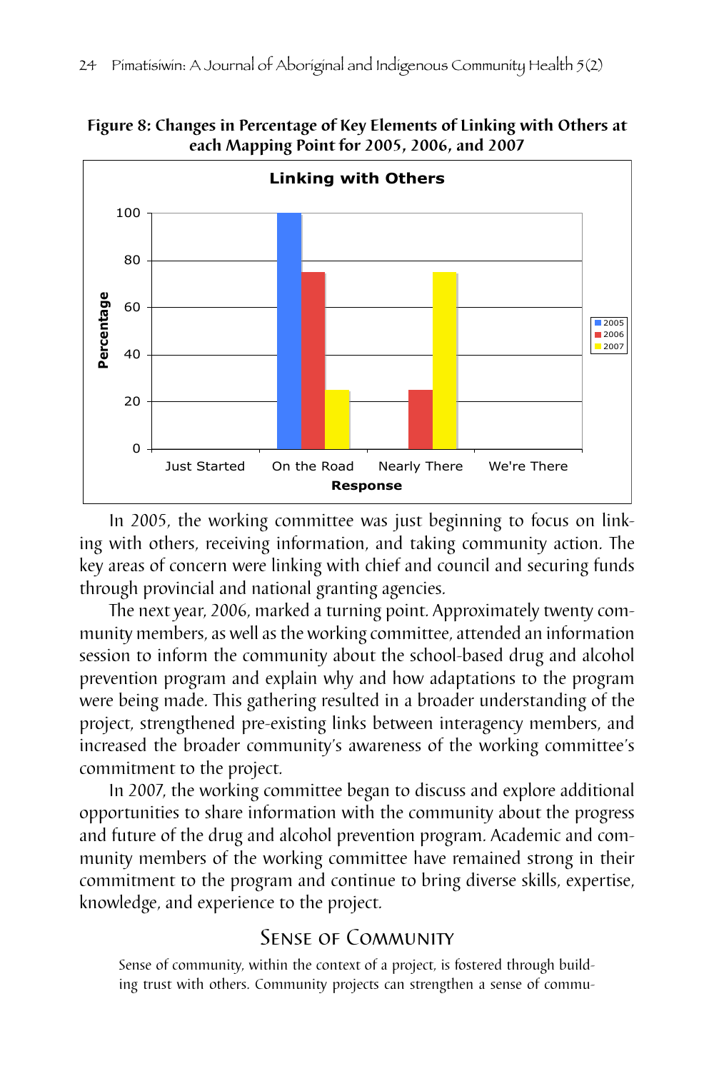**Figure 8: Changes in Percentage of Key Elements of Linking with Others at each Mapping Point for 2005, 2006, and 2007**

In 2005, the working committee was just beginning to focus on linking with others, receiving information, and taking community action. The key areas of concern were linking with chief and council and securing funds through provincial and national granting agencies.

The next year, 2006, marked a turning point. Approximately twenty community members, as well as the working committee, attended an information session to inform the community about the school-based drug and alcohol prevention program and explain why and how adaptations to the program were being made. This gathering resulted in a broader understanding of the project, strengthened pre-existing links between interagency members, and increased the broader community's awareness of the working committee's commitment to the project.

In 2007, the working committee began to discuss and explore additional opportunities to share information with the community about the progress and future of the drug and alcohol prevention program. Academic and community members of the working committee have remained strong in their commitment to the program and continue to bring diverse skills, expertise, knowledge, and experience to the project.

## Sense of Community

Sense of community, within the context of a project, is fostered through building trust with others. Community projects can strengthen a sense of commu-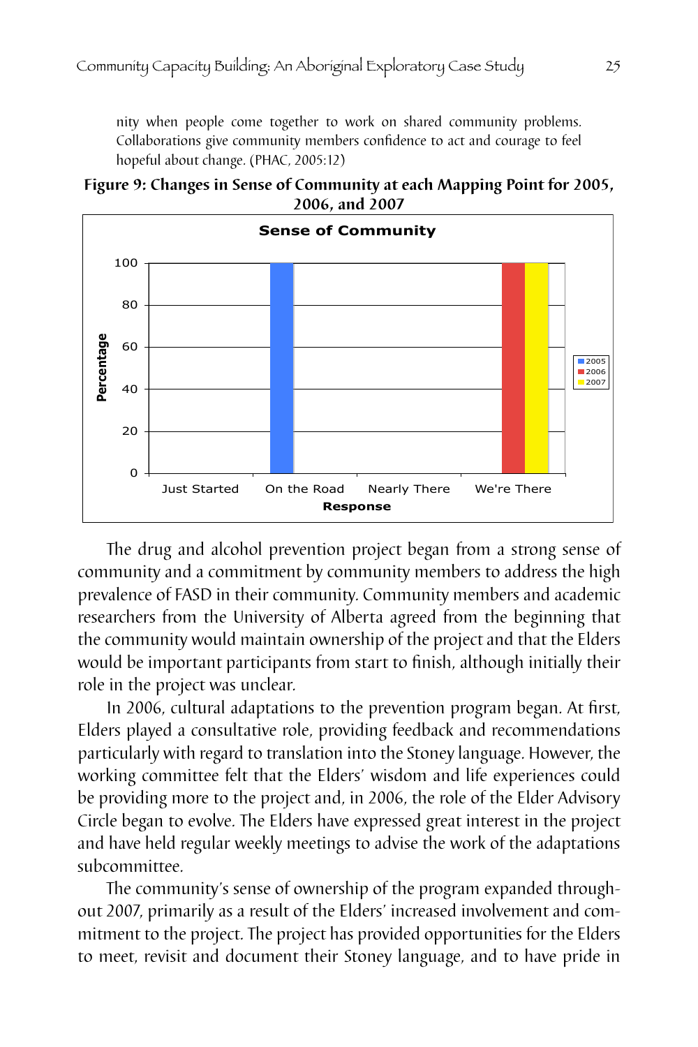nity when people come together to work on shared community problems. Collaborations give community members confidence to act and courage to feel hopeful about change. (PHAC, 2005:12)

**Figure 9: Changes in Sense of Community at each Mapping Point for 2005, 2006, and 2007**

The drug and alcohol prevention project began from a strong sense of community and a commitment by community members to address the high prevalence of FASD in their community. Community members and academic researchers from the University of Alberta agreed from the beginning that the community would maintain ownership of the project and that the Elders would be important participants from start to finish, although initially their role in the project was unclear.

In 2006, cultural adaptations to the prevention program began. At first, Elders played a consultative role, providing feedback and recommendations particularly with regard to translation into the Stoney language. However, the working committee felt that the Elders' wisdom and life experiences could be providing more to the project and, in 2006, the role of the Elder Advisory Circle began to evolve. The Elders have expressed great interest in the project and have held regular weekly meetings to advise the work of the adaptations subcommittee.

The community's sense of ownership of the program expanded throughout 2007, primarily as a result of the Elders' increased involvement and commitment to the project. The project has provided opportunities for the Elders to meet, revisit and document their Stoney language, and to have pride in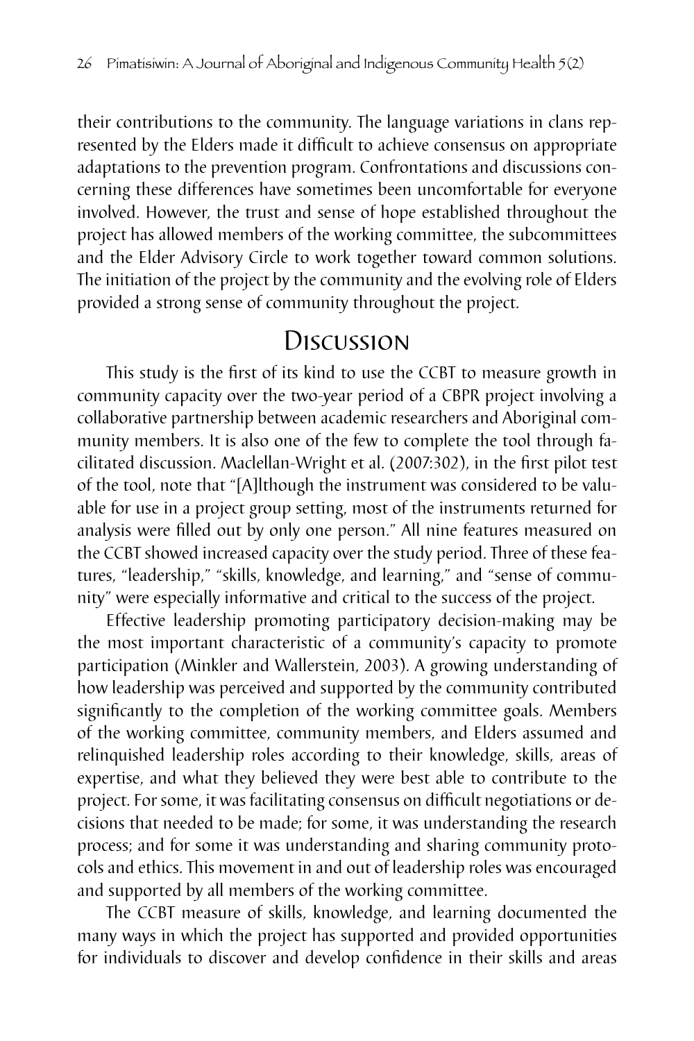their contributions to the community. The language variations in clans represented by the Elders made it difficult to achieve consensus on appropriate adaptations to the prevention program. Confrontations and discussions concerning these differences have sometimes been uncomfortable for everyone involved. However, the trust and sense of hope established throughout the project has allowed members of the working committee, the subcommittees and the Elder Advisory Circle to work together toward common solutions. The initiation of the project by the community and the evolving role of Elders provided a strong sense of community throughout the project.

## Discussion

This study is the first of its kind to use the CCBT to measure growth in community capacity over the two-year period of a CBPR project involving a collaborative partnership between academic researchers and Aboriginal community members. It is also one of the few to complete the tool through facilitated discussion. Maclellan-Wright et al. (2007:302), in the first pilot test of the tool, note that "[A]lthough the instrument was considered to be valuable for use in a project group setting, most of the instruments returned for analysis were filled out by only one person." All nine features measured on the CCBT showed increased capacity over the study period. Three of these features, "leadership," "skills, knowledge, and learning," and "sense of community" were especially informative and critical to the success of the project.

Effective leadership promoting participatory decision-making may be the most important characteristic of a community's capacity to promote participation (Minkler and Wallerstein, 2003). A growing understanding of how leadership was perceived and supported by the community contributed significantly to the completion of the working committee goals. Members of the working committee, community members, and Elders assumed and relinquished leadership roles according to their knowledge, skills, areas of expertise, and what they believed they were best able to contribute to the project. For some, it was facilitating consensus on difficult negotiations or decisions that needed to be made; for some, it was understanding the research process; and for some it was understanding and sharing community protocols and ethics. This movement in and out of leadership roles was encouraged and supported by all members of the working committee.

The CCBT measure of skills, knowledge, and learning documented the many ways in which the project has supported and provided opportunities for individuals to discover and develop confidence in their skills and areas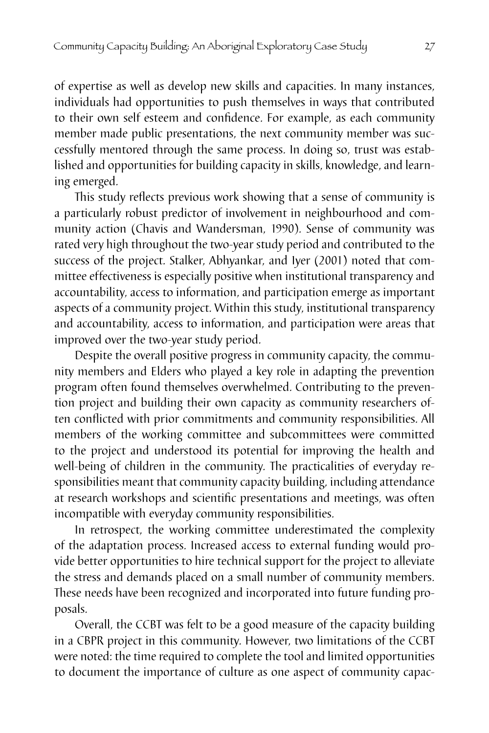of expertise as well as develop new skills and capacities. In many instances, individuals had opportunities to push themselves in ways that contributed to their own self esteem and confidence. For example, as each community member made public presentations, the next community member was successfully mentored through the same process. In doing so, trust was established and opportunities for building capacity in skills, knowledge, and learning emerged.

This study reflects previous work showing that a sense of community is a particularly robust predictor of involvement in neighbourhood and community action (Chavis and Wandersman, 1990). Sense of community was rated very high throughout the two-year study period and contributed to the success of the project. Stalker, Abhyankar, and Iyer (2001) noted that committee effectiveness is especially positive when institutional transparency and accountability, access to information, and participation emerge as important aspects of a community project. Within this study, institutional transparency and accountability, access to information, and participation were areas that improved over the two-year study period.

Despite the overall positive progress in community capacity, the community members and Elders who played a key role in adapting the prevention program often found themselves overwhelmed. Contributing to the prevention project and building their own capacity as community researchers often conflicted with prior commitments and community responsibilities. All members of the working committee and subcommittees were committed to the project and understood its potential for improving the health and well-being of children in the community. The practicalities of everyday responsibilities meant that community capacity building, including attendance at research workshops and scientific presentations and meetings, was often incompatible with everyday community responsibilities.

In retrospect, the working committee underestimated the complexity of the adaptation process. Increased access to external funding would provide better opportunities to hire technical support for the project to alleviate the stress and demands placed on a small number of community members. These needs have been recognized and incorporated into future funding proposals.

Overall, the CCBT was felt to be a good measure of the capacity building in a CBPR project in this community. However, two limitations of the CCBT were noted: the time required to complete the tool and limited opportunities to document the importance of culture as one aspect of community capac-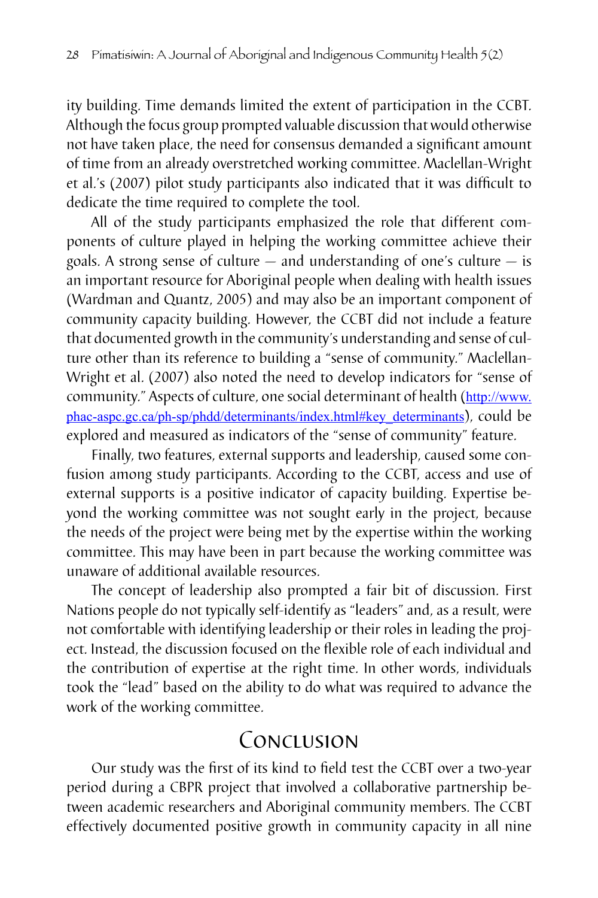ity building. Time demands limited the extent of participation in the CCBT. Although the focus group prompted valuable discussion that would otherwise not have taken place, the need for consensus demanded a significant amount of time from an already overstretched working committee. Maclellan-Wright et al.'s (2007) pilot study participants also indicated that it was difficult to dedicate the time required to complete the tool.

All of the study participants emphasized the role that different components of culture played in helping the working committee achieve their goals. A strong sense of culture — and understanding of one's culture — is an important resource for Aboriginal people when dealing with health issues (Wardman and Quantz, 2005) and may also be an important component of community capacity building. However, the CCBT did not include a feature that documented growth in the community's understanding and sense of culture other than its reference to building a "sense of community." Maclellan-Wright et al. (2007) also noted the need to develop indicators for "sense of community." Aspects of culture, one social determinant of health (http://www.phac-aspc.gc.ca/ph-sp/phdd/determinants/index.html#key_determinants), could be explored and measured as indicators of the "sense of community" feature.

Finally, two features, external supports and leadership, caused some confusion among study participants. According to the CCBT, access and use of external supports is a positive indicator of capacity building. Expertise beyond the working committee was not sought early in the project, because the needs of the project were being met by the expertise within the working committee. This may have been in part because the working committee was unaware of additional available resources.

The concept of leadership also prompted a fair bit of discussion. First Nations people do not typically self-identify as "leaders" and, as a result, were not comfortable with identifying leadership or their roles in leading the project. Instead, the discussion focused on the flexible role of each individual and the contribution of expertise at the right time. In other words, individuals took the "lead" based on the ability to do what was required to advance the work of the working committee.

## Conclusion

Our study was the first of its kind to field test the CCBT over a two-year period during a CBPR project that involved a collaborative partnership between academic researchers and Aboriginal community members. The CCBT effectively documented positive growth in community capacity in all nine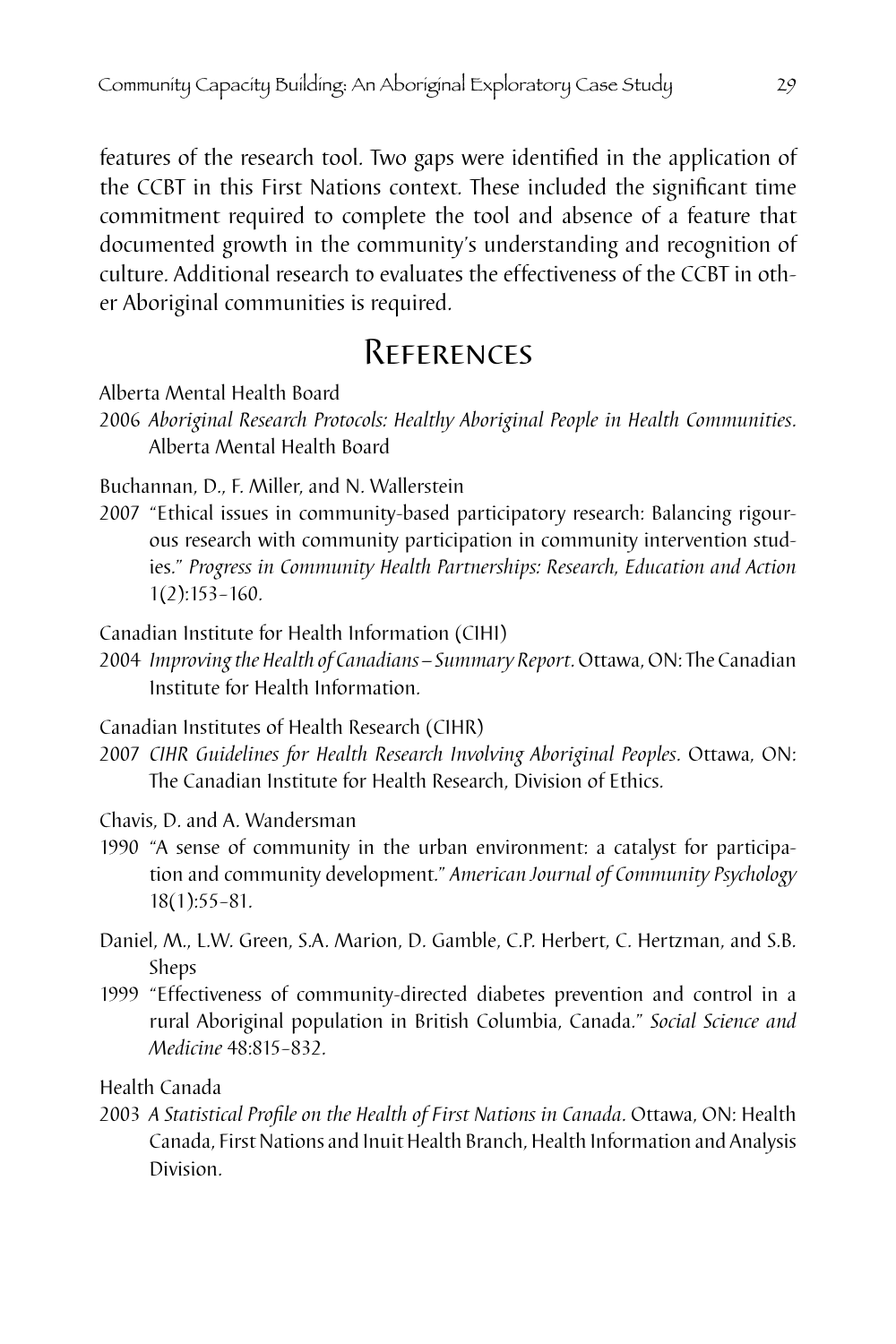features of the research tool. Two gaps were identified in the application of the CCBT in this First Nations context. These included the significant time commitment required to complete the tool and absence of a feature that documented growth in the community's understanding and recognition of culture. Additional research to evaluates the effectiveness of the CCBT in other Aboriginal communities is required.

# References

Alberta Mental Health Board
2006 *Aboriginal Research Protocols: Healthy Aboriginal People in Health Communities.* Alberta Mental Health Board

Buchannan, D., F. Miller, and N. Wallerstein
2007 "Ethical issues in community-based participatory research: Balancing rigourous research with community participation in community intervention studies." *Progress in Community Health Partnerships: Research, Education and Action* 1(2):153–160.

Canadian Institute for Health Information (CIHI)
2004 *Improving the Health of Canadians – Summary Report.* Ottawa, ON: The Canadian Institute for Health Information.

Canadian Institutes of Health Research (CIHR)
2007 *CIHR Guidelines for Health Research Involving Aboriginal Peoples.* Ottawa, ON: The Canadian Institute for Health Research, Division of Ethics.

Chavis, D. and A. Wandersman
1990 "A sense of community in the urban environment: a catalyst for participation and community development." *American Journal of Community Psychology* 18(1):55–81.

Daniel, M., L.W. Green, S.A. Marion, D. Gamble, C.P. Herbert, C. Hertzman, and S.B. Sheps
1999 "Effectiveness of community-directed diabetes prevention and control in a rural Aboriginal population in British Columbia, Canada." *Social Science and Medicine* 48:815–832.

Health Canada
2003 *A Statistical Profile on the Health of First Nations in Canada.* Ottawa, ON: Health Canada, First Nations and Inuit Health Branch, Health Information and Analysis Division.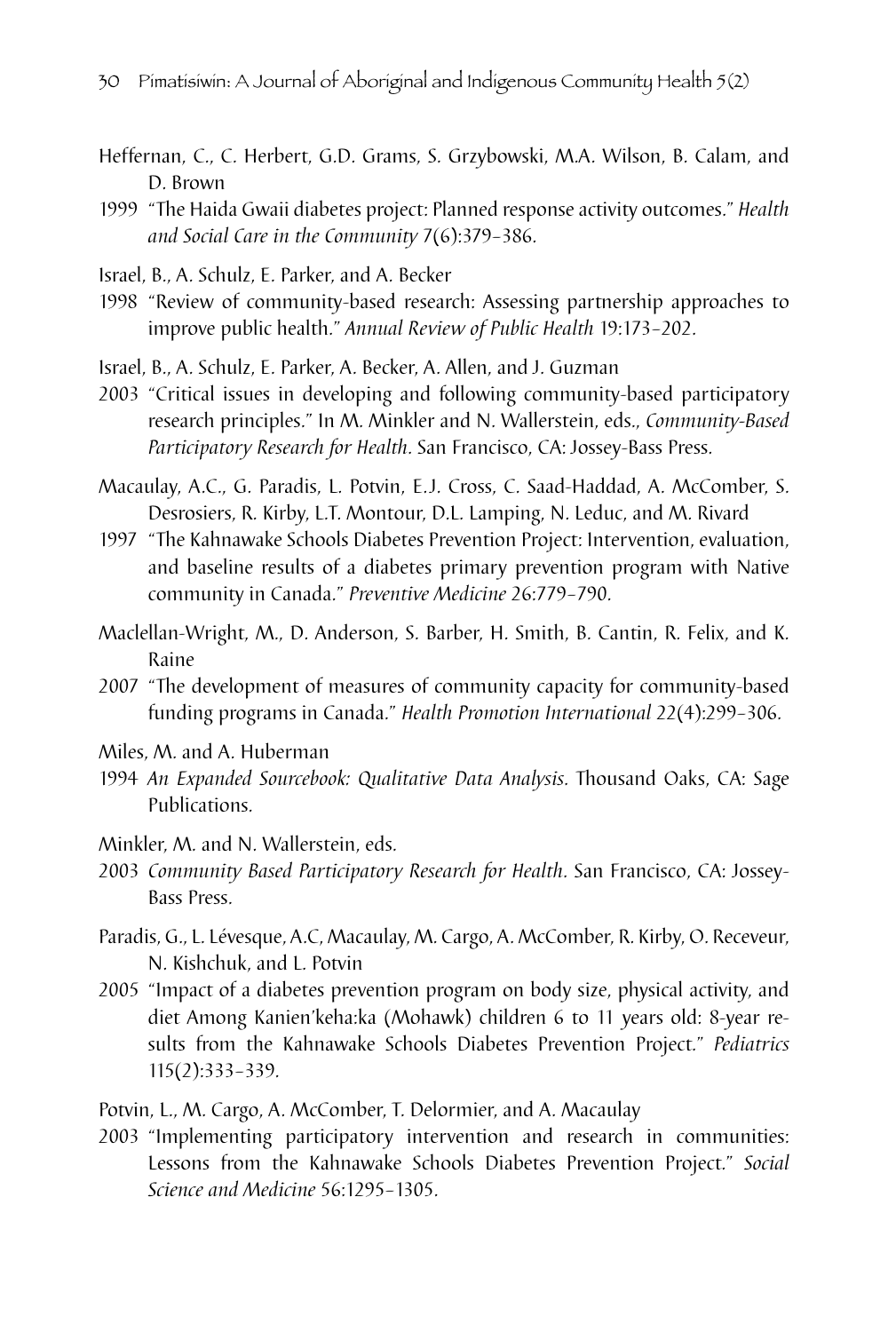Heffernan, C., C. Herbert, G.D. Grams, S. Grzybowski, M.A. Wilson, B. Calam, and D. Brown

1999 "The Haida Gwaii diabetes project: Planned response activity outcomes." *Health and Social Care in the Community* 7(6):379–386.

Israel, B., A. Schulz, E. Parker, and A. Becker

1998 "Review of community-based research: Assessing partnership approaches to improve public health." *Annual Review of Public Health* 19:173–202.

Israel, B., A. Schulz, E. Parker, A. Becker, A. Allen, and J. Guzman

2003 "Critical issues in developing and following community-based participatory research principles." In M. Minkler and N. Wallerstein, eds., *Community-Based Participatory Research for Health*. San Francisco, CA: Jossey-Bass Press.

Macaulay, A.C., G. Paradis, L. Potvin, E.J. Cross, C. Saad-Haddad, A. McComber, S. Desrosiers, R. Kirby, L.T. Montour, D.L. Lamping, N. Leduc, and M. Rivard

1997 "The Kahnawake Schools Diabetes Prevention Project: Intervention, evaluation, and baseline results of a diabetes primary prevention program with Native community in Canada." *Preventive Medicine* 26:779–790.

Maclellan-Wright, M., D. Anderson, S. Barber, H. Smith, B. Cantin, R. Felix, and K. Raine

2007 "The development of measures of community capacity for community-based funding programs in Canada." *Health Promotion International* 22(4):299–306.

Miles, M. and A. Huberman

1994 *An Expanded Sourcebook: Qualitative Data Analysis.* Thousand Oaks, CA: Sage Publications.

Minkler, M. and N. Wallerstein, eds.

2003 *Community Based Participatory Research for Health*. San Francisco, CA: Jossey-Bass Press.

Paradis, G., L. Lévesque, A.C, Macaulay, M. Cargo, A. McComber, R. Kirby, O. Receveur, N. Kishchuk, and L. Potvin

2005 "Impact of a diabetes prevention program on body size, physical activity, and diet Among Kanien'keha:ka (Mohawk) children 6 to 11 years old: 8-year results from the Kahnawake Schools Diabetes Prevention Project." *Pediatrics* 115(2):333–339.

Potvin, L., M. Cargo, A. McComber, T. Delormier, and A. Macaulay

2003 "Implementing participatory intervention and research in communities: Lessons from the Kahnawake Schools Diabetes Prevention Project." *Social Science and Medicine* 56:1295–1305.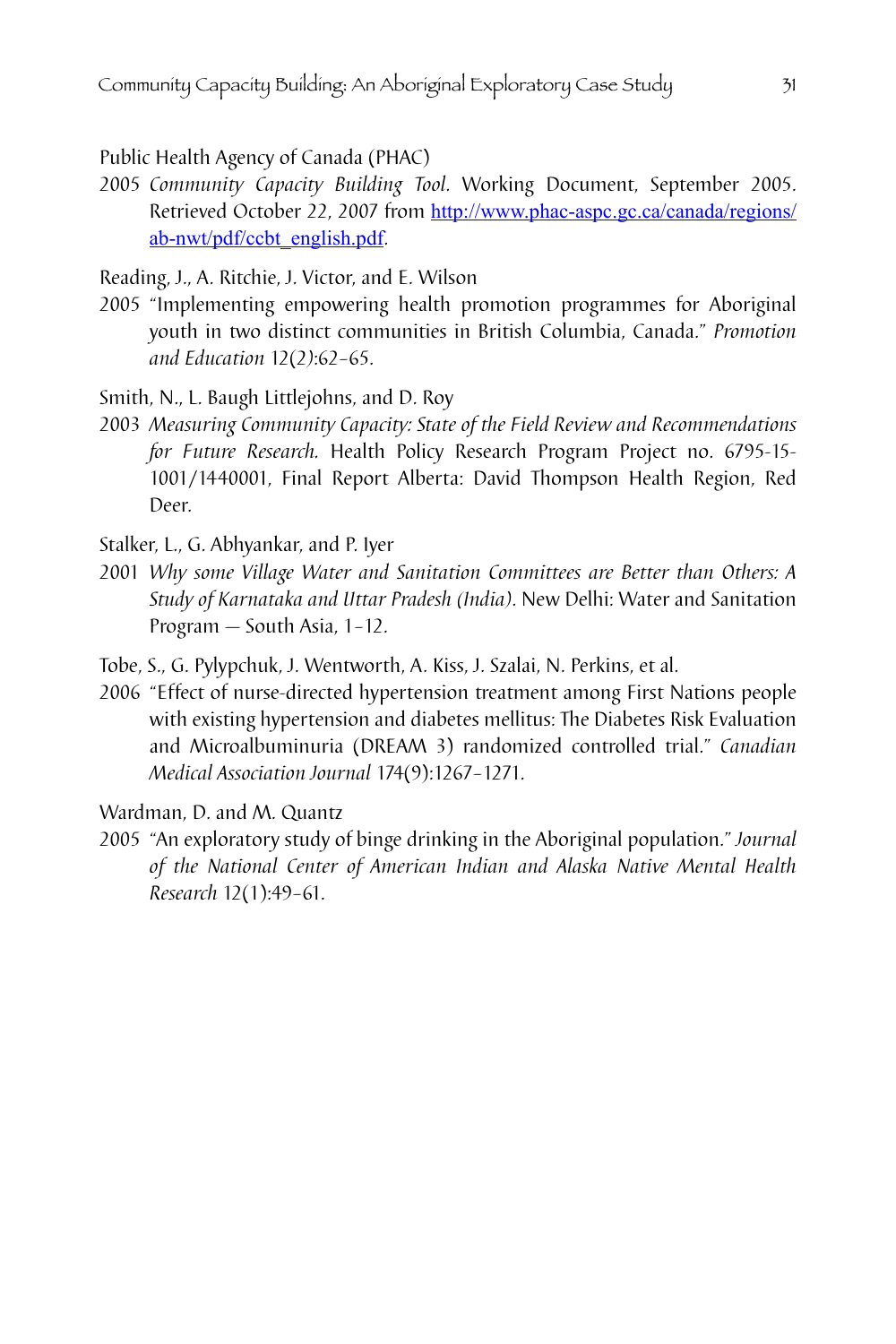Public Health Agency of Canada (PHAC)

2005 *Community Capacity Building Tool.* Working Document, September 2005. Retrieved October 22, 2007 from http://www.phac-aspc.gc.ca/canada/regions/ab-nwt/pdf/ccbt_english.pdf.

Reading, J., A. Ritchie, J. Victor, and E. Wilson

2005 "Implementing empowering health promotion programmes for Aboriginal youth in two distinct communities in British Columbia, Canada." *Promotion and Education* 12(2):62–65.

Smith, N., L. Baugh Littlejohns, and D. Roy

2003 *Measuring Community Capacity: State of the Field Review and Recommendations for Future Research.* Health Policy Research Program Project no. 6795-15-1001/1440001, Final Report Alberta: David Thompson Health Region, Red Deer.

Stalker, L., G. Abhyankar, and P. Iyer

2001 *Why some Village Water and Sanitation Committees are Better than Others: A Study of Karnataka and Uttar Pradesh (India).* New Delhi: Water and Sanitation Program — South Asia, 1–12.

Tobe, S., G. Pylypchuk, J. Wentworth, A. Kiss, J. Szalai, N. Perkins, et al.

2006 "Effect of nurse-directed hypertension treatment among First Nations people with existing hypertension and diabetes mellitus: The Diabetes Risk Evaluation and Microalbuminuria (DREAM 3) randomized controlled trial." *Canadian Medical Association Journal* 174(9):1267–1271.

Wardman, D. and M. Quantz

2005 "An exploratory study of binge drinking in the Aboriginal population." *Journal of the National Center of American Indian and Alaska Native Mental Health Research* 12(1):49–61.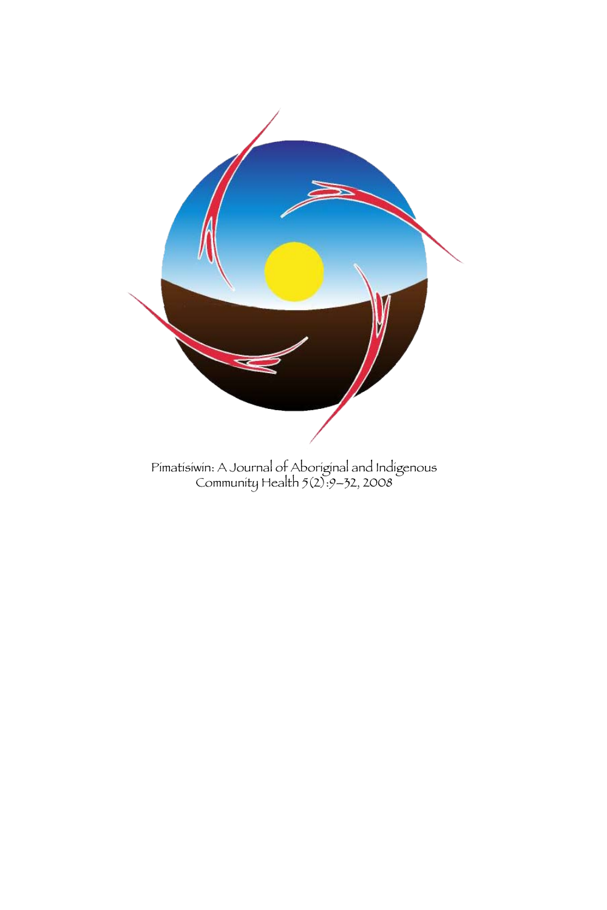Pimatisiwin: A Journal of Aboriginal and Indigenous Community Health 5(2):9–32, 2008